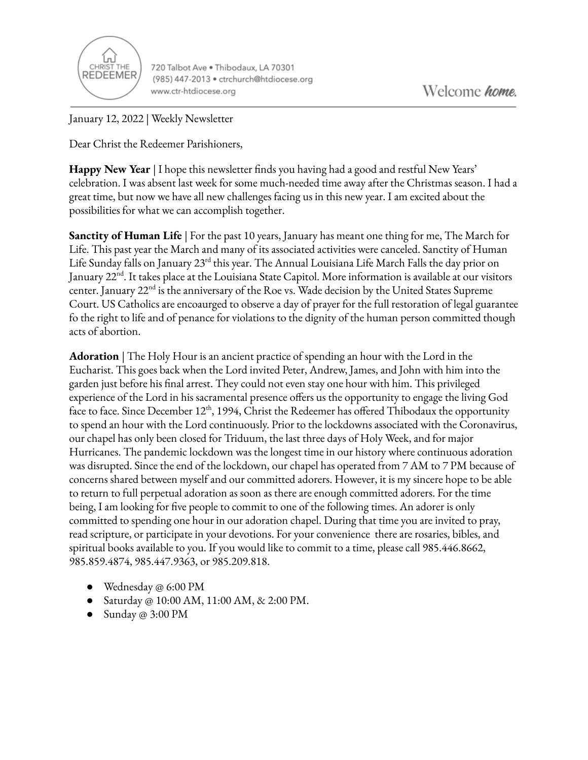720 Talbot Ave • Thibodaux, LA 70301
(985) 447-2013 • ctrchurch@htdiocese.org
www.ctr-htdiocese.org

Welcome ***home.***

January 12, 2022 | Weekly Newsletter

Dear Christ the Redeemer Parishioners,

**Happy New Year** | I hope this newsletter finds you having had a good and restful New Years' celebration. I was absent last week for some much-needed time away after the Christmas season. I had a great time, but now we have all new challenges facing us in this new year. I am excited about the possibilities for what we can accomplish together.

**Sanctity of Human Life** | For the past 10 years, January has meant one thing for me, The March for Life. This past year the March and many of its associated activities were canceled. Sanctity of Human Life Sunday falls on January 23rd this year. The Annual Louisiana Life March Falls the day prior on January 22nd. It takes place at the Louisiana State Capitol. More information is available at our visitors center. January 22nd is the anniversary of the Roe vs. Wade decision by the United States Supreme Court. US Catholics are encoaurged to observe a day of prayer for the full restoration of legal guarantee fo the right to life and of penance for violations to the dignity of the human person committed though acts of abortion.

**Adoration** | The Holy Hour is an ancient practice of spending an hour with the Lord in the Eucharist. This goes back when the Lord invited Peter, Andrew, James, and John with him into the garden just before his final arrest. They could not even stay one hour with him. This privileged experience of the Lord in his sacramental presence offers us the opportunity to engage the living God face to face. Since December 12th, 1994, Christ the Redeemer has offered Thibodaux the opportunity to spend an hour with the Lord continuously. Prior to the lockdowns associated with the Coronavirus, our chapel has only been closed for Triduum, the last three days of Holy Week, and for major Hurricanes. The pandemic lockdown was the longest time in our history where continuous adoration was disrupted. Since the end of the lockdown, our chapel has operated from 7 AM to 7 PM because of concerns shared between myself and our committed adorers. However, it is my sincere hope to be able to return to full perpetual adoration as soon as there are enough committed adorers. For the time being, I am looking for five people to commit to one of the following times. An adorer is only committed to spending one hour in our adoration chapel. During that time you are invited to pray, read scripture, or participate in your devotions. For your convenience there are rosaries, bibles, and spiritual books available to you. If you would like to commit to a time, please call 985.446.8662, 985.859.4874, 985.447.9363, or 985.209.818.

- Wednesday @ 6:00 PM
- Saturday @ 10:00 AM, 11:00 AM, & 2:00 PM.
- Sunday @ 3:00 PM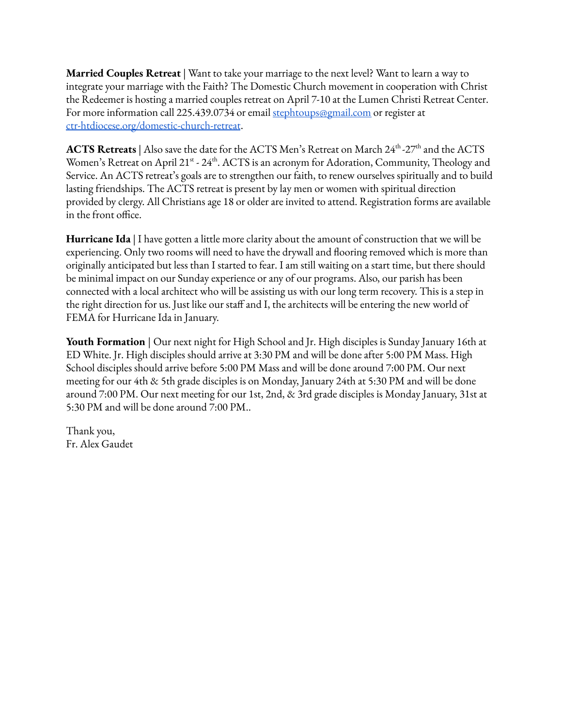**Married Couples Retreat** | Want to take your marriage to the next level? Want to learn a way to integrate your marriage with the Faith? The Domestic Church movement in cooperation with Christ the Redeemer is hosting a married couples retreat on April 7-10 at the Lumen Christi Retreat Center. For more information call 225.439.0734 or email [stephtoups@gmail.com](mailto:stephtoups@gmail.com) or register at [ctr-htdiocese.org/domestic-church-retreat](ctr-htdiocese.org/domestic-church-retreat).

**ACTS Retreats** | Also save the date for the ACTS Men's Retreat on March 24th-27th and the ACTS Women's Retreat on April 21st - 24th. ACTS is an acronym for Adoration, Community, Theology and Service. An ACTS retreat's goals are to strengthen our faith, to renew ourselves spiritually and to build lasting friendships. The ACTS retreat is present by lay men or women with spiritual direction provided by clergy. All Christians age 18 or older are invited to attend. Registration forms are available in the front office.

**Hurricane Ida** | I have gotten a little more clarity about the amount of construction that we will be experiencing. Only two rooms will need to have the drywall and flooring removed which is more than originally anticipated but less than I started to fear. I am still waiting on a start time, but there should be minimal impact on our Sunday experience or any of our programs. Also, our parish has been connected with a local architect who will be assisting us with our long term recovery. This is a step in the right direction for us. Just like our staff and I, the architects will be entering the new world of FEMA for Hurricane Ida in January.

**Youth Formation** | Our next night for High School and Jr. High disciples is Sunday January 16th at ED White. Jr. High disciples should arrive at 3:30 PM and will be done after 5:00 PM Mass. High School disciples should arrive before 5:00 PM Mass and will be done around 7:00 PM. Our next meeting for our 4th & 5th grade disciples is on Monday, January 24th at 5:30 PM and will be done around 7:00 PM. Our next meeting for our 1st, 2nd, & 3rd grade disciples is Monday January, 31st at 5:30 PM and will be done around 7:00 PM..

Thank you,
Fr. Alex Gaudet